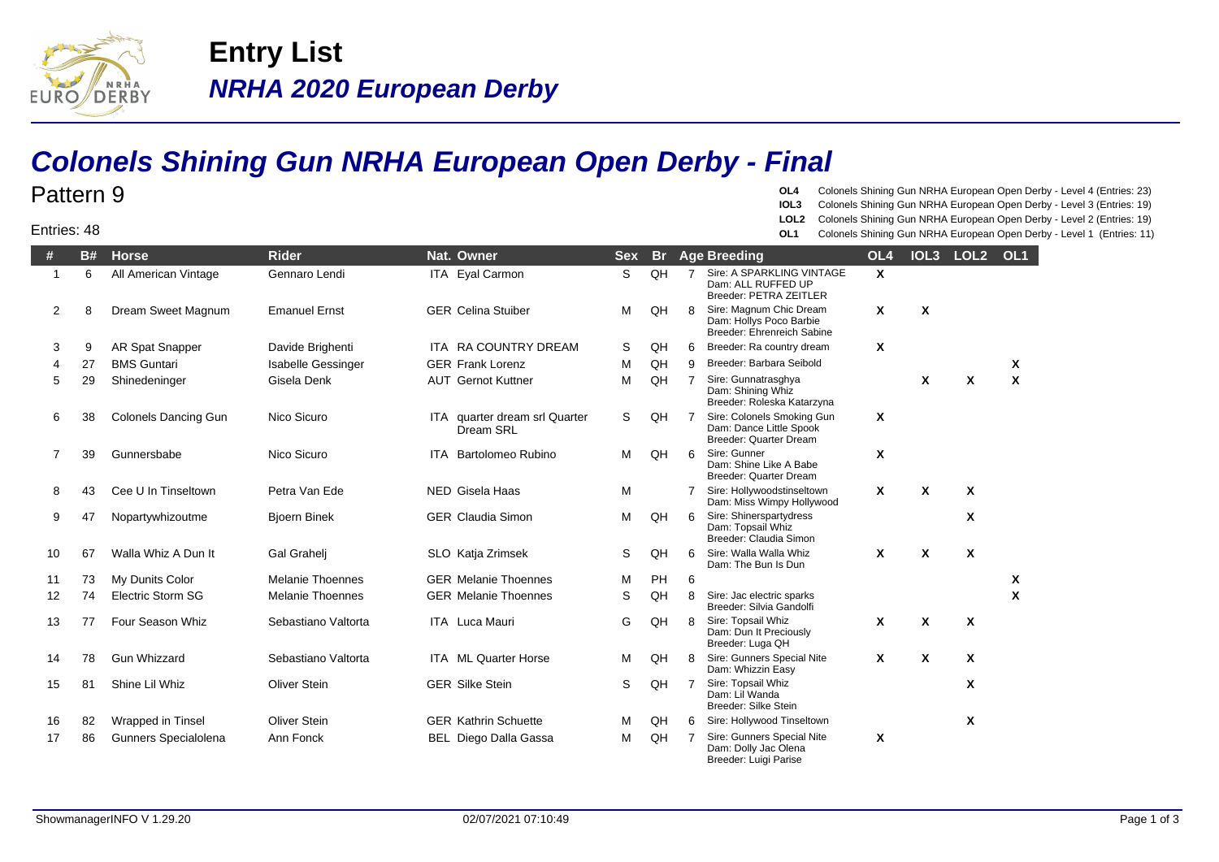# Entry List

## *NRHA 2020 European Derby*

## *Colonels Shining Gun NRHA European Open Derby - Final*

Pattern 9

Entries: 48

**OL4** Colonels Shining Gun NRHA European Open Derby - Level 4 (Entries: 23)
**IOL3** Colonels Shining Gun NRHA European Open Derby - Level 3 (Entries: 19)
**LOL2** Colonels Shining Gun NRHA European Open Derby - Level 2 (Entries: 19)
**OL1** Colonels Shining Gun NRHA European Open Derby - Level 1 (Entries: 11)

| # | B# | Horse | Rider | Nat. | Owner | Sex | Br | Age | Breeding | OL4 | IOL3 | LOL2 | OL1 |
|---|---|---|---|---|---|---|---|---|---|---|---|---|---|
| 1 | 6 | All American Vintage | Gennaro Lendi | ITA | Eyal Carmon | S | QH | 7 | Sire: A SPARKLING VINTAGE<br>Dam: ALL RUFFED UP<br>Breeder: PETRA ZEITLER | X | | | |
| 2 | 8 | Dream Sweet Magnum | Emanuel Ernst | GER | Celina Stuiber | M | QH | 8 | Sire: Magnum Chic Dream<br>Dam: Hollys Poco Barbie<br>Breeder: Ehrenreich Sabine | X | X | | |
| 3 | 9 | AR Spat Snapper | Davide Brighenti | ITA | RA COUNTRY DREAM | S | QH | 6 | Breeder: Ra country dream | X | | | |
| 4 | 27 | BMS Guntari | Isabelle Gessinger | GER | Frank Lorenz | M | QH | 9 | Breeder: Barbara Seibold | | | | X |
| 5 | 29 | Shinedeninger | Gisela Denk | AUT | Gernot Kuttner | M | QH | 7 | Sire: Gunnatrasghya<br>Dam: Shining Whiz<br>Breeder: Roleska Katarzyna | | X | X | X |
| 6 | 38 | Colonels Dancing Gun | Nico Sicuro | ITA | quarter dream srl Quarter Dream SRL | S | QH | 7 | Sire: Colonels Smoking Gun<br>Dam: Dance Little Spook<br>Breeder: Quarter Dream | X | | | |
| 7 | 39 | Gunnersbabe | Nico Sicuro | ITA | Bartolomeo Rubino | M | QH | 6 | Sire: Gunner<br>Dam: Shine Like A Babe<br>Breeder: Quarter Dream | X | | | |
| 8 | 43 | Cee U In Tinseltown | Petra Van Ede | NED | Gisela Haas | M | | 7 | Sire: Hollywoodstinseltown<br>Dam: Miss Wimpy Hollywood | X | X | X | |
| 9 | 47 | Nopartywhizoutme | Bjoern Binek | GER | Claudia Simon | M | QH | 6 | Sire: Shinerspartydress<br>Dam: Topsail Whiz<br>Breeder: Claudia Simon | | | X | |
| 10 | 67 | Walla Whiz A Dun It | Gal Grahelj | SLO | Katja Zrimsek | S | QH | 6 | Sire: Walla Walla Whiz<br>Dam: The Bun Is Dun | X | X | X | |
| 11 | 73 | My Dunits Color | Melanie Thoennes | GER | Melanie Thoennes | M | PH | 6 | | | | | X |
| 12 | 74 | Electric Storm SG | Melanie Thoennes | GER | Melanie Thoennes | S | QH | 8 | Sire: Jac electric sparks<br>Breeder: Silvia Gandolfi | | | | X |
| 13 | 77 | Four Season Whiz | Sebastiano Valtorta | ITA | Luca Mauri | G | QH | 8 | Sire: Topsail Whiz<br>Dam: Dun It Preciously<br>Breeder: Luga QH | X | X | X | |
| 14 | 78 | Gun Whizzard | Sebastiano Valtorta | ITA | ML Quarter Horse | M | QH | 8 | Sire: Gunners Special Nite<br>Dam: Whizzin Easy | X | X | X | |
| 15 | 81 | Shine Lil Whiz | Oliver Stein | GER | Silke Stein | S | QH | 7 | Sire: Topsail Whiz<br>Dam: Lil Wanda<br>Breeder: Silke Stein | | | X | |
| 16 | 82 | Wrapped in Tinsel | Oliver Stein | GER | Kathrin Schuette | M | QH | 6 | Sire: Hollywood Tinseltown | | | X | |
| 17 | 86 | Gunners Specialolena | Ann Fonck | BEL | Diego Dalla Gassa | M | QH | 7 | Sire: Gunners Special Nite<br>Dam: Dolly Jac Olena<br>Breeder: Luigi Parise | X | | | |

ShowmanagerINFO V 1.29.20 02/07/2021 07:10:49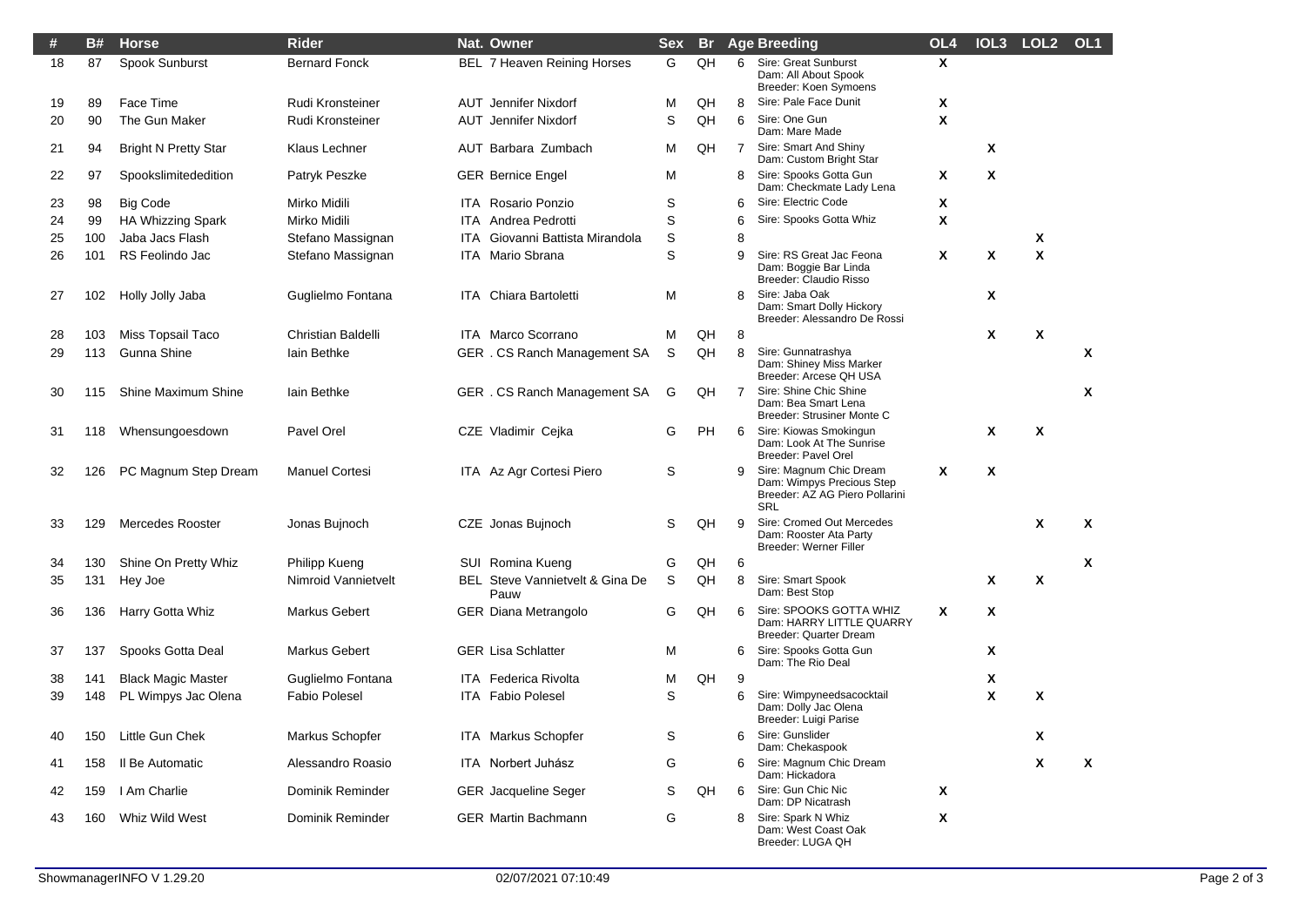| # | B# | Horse | Rider | Nat. | Owner | Sex | Br | Age | Breeding | OL4 | IOL3 | LOL2 | OL1 |
|---|---|---|---|---|---|---|---|---|---|---|---|---|---|
| 18 | 87 | Spook Sunburst | Bernard Fonck | BEL | 7 Heaven Reining Horses | G | QH | 6 | Sire: Great Sunburst<br>Dam: All About Spook<br>Breeder: Koen Symoens | X | | | |
| 19 | 89 | Face Time | Rudi Kronsteiner | AUT | Jennifer Nixdorf | M | QH | 8 | Sire: Pale Face Dunit | X | | | |
| 20 | 90 | The Gun Maker | Rudi Kronsteiner | AUT | Jennifer Nixdorf | S | QH | 6 | Sire: One Gun<br>Dam: Mare Made | X | | | |
| 21 | 94 | Bright N Pretty Star | Klaus Lechner | AUT | Barbara Zumbach | M | QH | 7 | Sire: Smart And Shiny<br>Dam: Custom Bright Star | | X | | |
| 22 | 97 | Spookslimitededition | Patryk Peszke | GER | Bernice Engel | M | | 8 | Sire: Spooks Gotta Gun<br>Dam: Checkmate Lady Lena | X | X | | |
| 23 | 98 | Big Code | Mirko Midili | ITA | Rosario Ponzio | S | | 6 | Sire: Electric Code | X | | | |
| 24 | 99 | HA Whizzing Spark | Mirko Midili | ITA | Andrea Pedrotti | S | | 6 | Sire: Spooks Gotta Whiz | X | | | |
| 25 | 100 | Jaba Jacs Flash | Stefano Massignan | ITA | Giovanni Battista Mirandola | S | | 8 | | | | X | |
| 26 | 101 | RS Feolindo Jac | Stefano Massignan | ITA | Mario Sbrana | S | | 9 | Sire: RS Great Jac Feona<br>Dam: Boggie Bar Linda<br>Breeder: Claudio Risso | X | X | X | |
| 27 | 102 | Holly Jolly Jaba | Guglielmo Fontana | ITA | Chiara Bartoletti | M | | 8 | Sire: Jaba Oak<br>Dam: Smart Dolly Hickory<br>Breeder: Alessandro De Rossi | | X | | |
| 28 | 103 | Miss Topsail Taco | Christian Baldelli | ITA | Marco Scorrano | M | QH | 8 | | | X | X | |
| 29 | 113 | Gunna Shine | Iain Bethke | GER | . CS Ranch Management SA | S | QH | 8 | Sire: Gunnatrashya<br>Dam: Shiney Miss Marker<br>Breeder: Arcese QH USA | | | | X |
| 30 | 115 | Shine Maximum Shine | Iain Bethke | GER | . CS Ranch Management SA | G | QH | 7 | Sire: Shine Chic Shine<br>Dam: Bea Smart Lena<br>Breeder: Strusiner Monte C | | | | X |
| 31 | 118 | Whensungoesdown | Pavel Orel | CZE | Vladimir Cejka | G | PH | 6 | Sire: Kiowas Smokingun<br>Dam: Look At The Sunrise<br>Breeder: Pavel Orel | | X | X | |
| 32 | 126 | PC Magnum Step Dream | Manuel Cortesi | ITA | Az Agr Cortesi Piero | S | | 9 | Sire: Magnum Chic Dream<br>Dam: Wimpys Precious Step<br>Breeder: AZ AG Piero Pollarini SRL | X | X | | |
| 33 | 129 | Mercedes Rooster | Jonas Bujnoch | CZE | Jonas Bujnoch | S | QH | 9 | Sire: Cromed Out Mercedes<br>Dam: Rooster Ata Party<br>Breeder: Werner Filler | | | X | X |
| 34 | 130 | Shine On Pretty Whiz | Philipp Kueng | SUI | Romina Kueng | G | QH | 6 | | | | | X |
| 35 | 131 | Hey Joe | Nimroid Vannietvelt | BEL | Steve Vannietvelt & Gina De Pauw | S | QH | 8 | Sire: Smart Spook<br>Dam: Best Stop | | X | X | |
| 36 | 136 | Harry Gotta Whiz | Markus Gebert | GER | Diana Metrangolo | G | QH | 6 | Sire: SPOOKS GOTTA WHIZ<br>Dam: HARRY LITTLE QUARRY<br>Breeder: Quarter Dream | X | X | | |
| 37 | 137 | Spooks Gotta Deal | Markus Gebert | GER | Lisa Schlatter | M | | 6 | Sire: Spooks Gotta Gun<br>Dam: The Rio Deal | | X | | |
| 38 | 141 | Black Magic Master | Guglielmo Fontana | ITA | Federica Rivolta | M | QH | 9 | | | X | | |
| 39 | 148 | PL Wimpys Jac Olena | Fabio Polesel | ITA | Fabio Polesel | S | | 6 | Sire: Wimpyneedsacocktail<br>Dam: Dolly Jac Olena<br>Breeder: Luigi Parise | | X | X | |
| 40 | 150 | Little Gun Chek | Markus Schopfer | ITA | Markus Schopfer | S | | 6 | Sire: Gunslider<br>Dam: Chekaspook | | | X | |
| 41 | 158 | Il Be Automatic | Alessandro Roasio | ITA | Norbert Juhász | G | | 6 | Sire: Magnum Chic Dream<br>Dam: Hickadora | | | X | X |
| 42 | 159 | I Am Charlie | Dominik Reminder | GER | Jacqueline Seger | S | QH | 6 | Sire: Gun Chic Nic<br>Dam: DP Nicatrash | X | | | |
| 43 | 160 | Whiz Wild West | Dominik Reminder | GER | Martin Bachmann | G | | 8 | Sire: Spark N Whiz<br>Dam: West Coast Oak<br>Breeder: LUGA QH | X | | | |

ShowmanagerINFO V 1.29.20 02/07/2021 07:10:49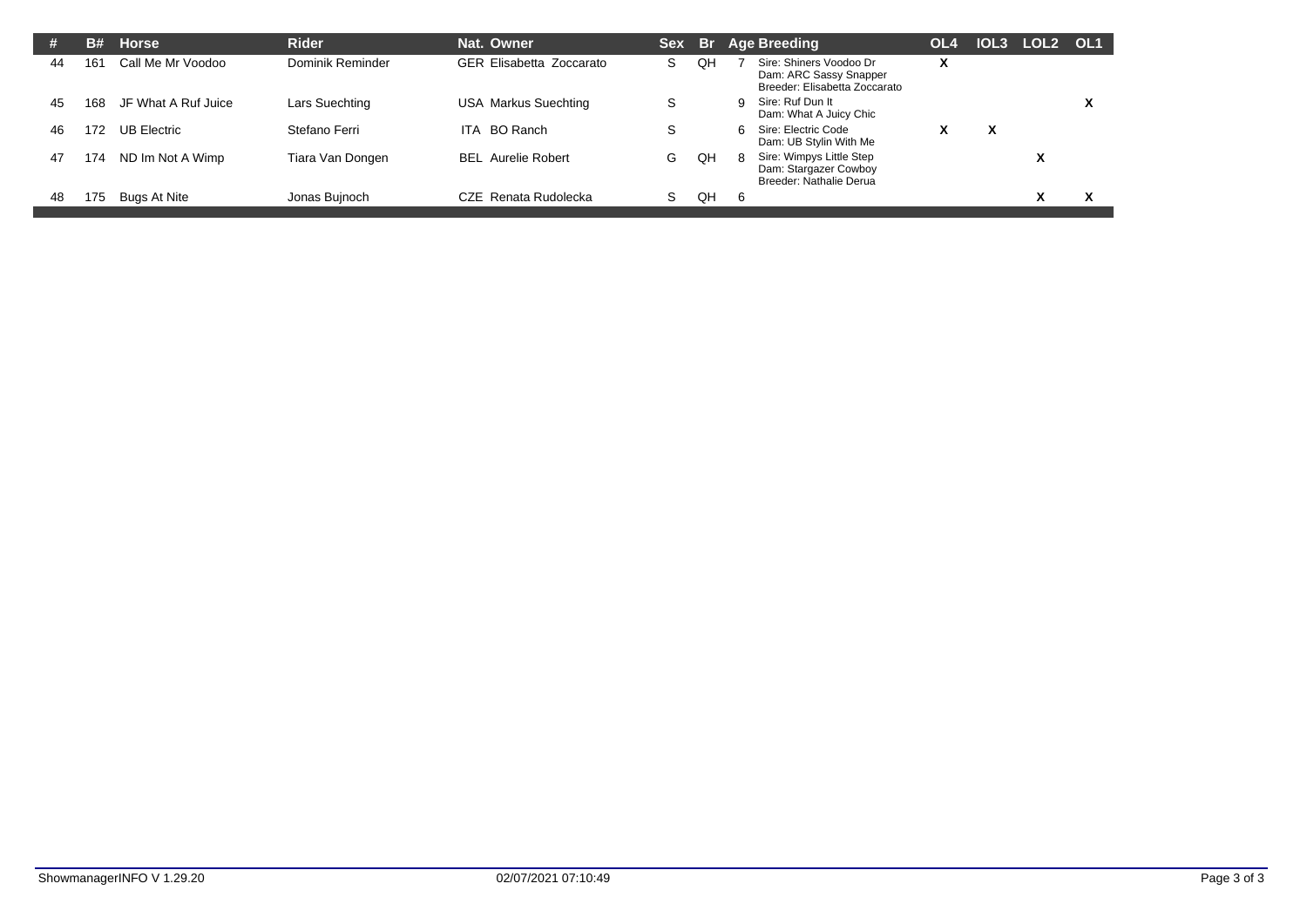| # | B# | Horse | Rider | Nat. | Owner | Sex | Br | Age | Breeding | OL4 | IOL3 | LOL2 | OL1 |
|---|---|---|---|---|---|---|---|---|---|---|---|---|---|
| 44 | 161 | Call Me Mr Voodoo | Dominik Reminder | GER | Elisabetta Zoccarato | S | QH | 7 | Sire: Shiners Voodoo Dr<br>Dam: ARC Sassy Snapper<br>Breeder: Elisabetta Zoccarato | X | | | |
| 45 | 168 | JF What A Ruf Juice | Lars Suechting | USA | Markus Suechting | S | | 9 | Sire: Ruf Dun It<br>Dam: What A Juicy Chic | | | | X |
| 46 | 172 | UB Electric | Stefano Ferri | ITA | BO Ranch | S | | 6 | Sire: Electric Code<br>Dam: UB Stylin With Me | X | X | | |
| 47 | 174 | ND Im Not A Wimp | Tiara Van Dongen | BEL | Aurelie Robert | G | QH | 8 | Sire: Wimpys Little Step<br>Dam: Stargazer Cowboy<br>Breeder: Nathalie Derua | | | X | |
| 48 | 175 | Bugs At Nite | Jonas Bujnoch | CZE | Renata Rudolecka | S | QH | 6 | | | | X | X |

ShowmanagerINFO V 1.29.20 02/07/2021 07:10:49